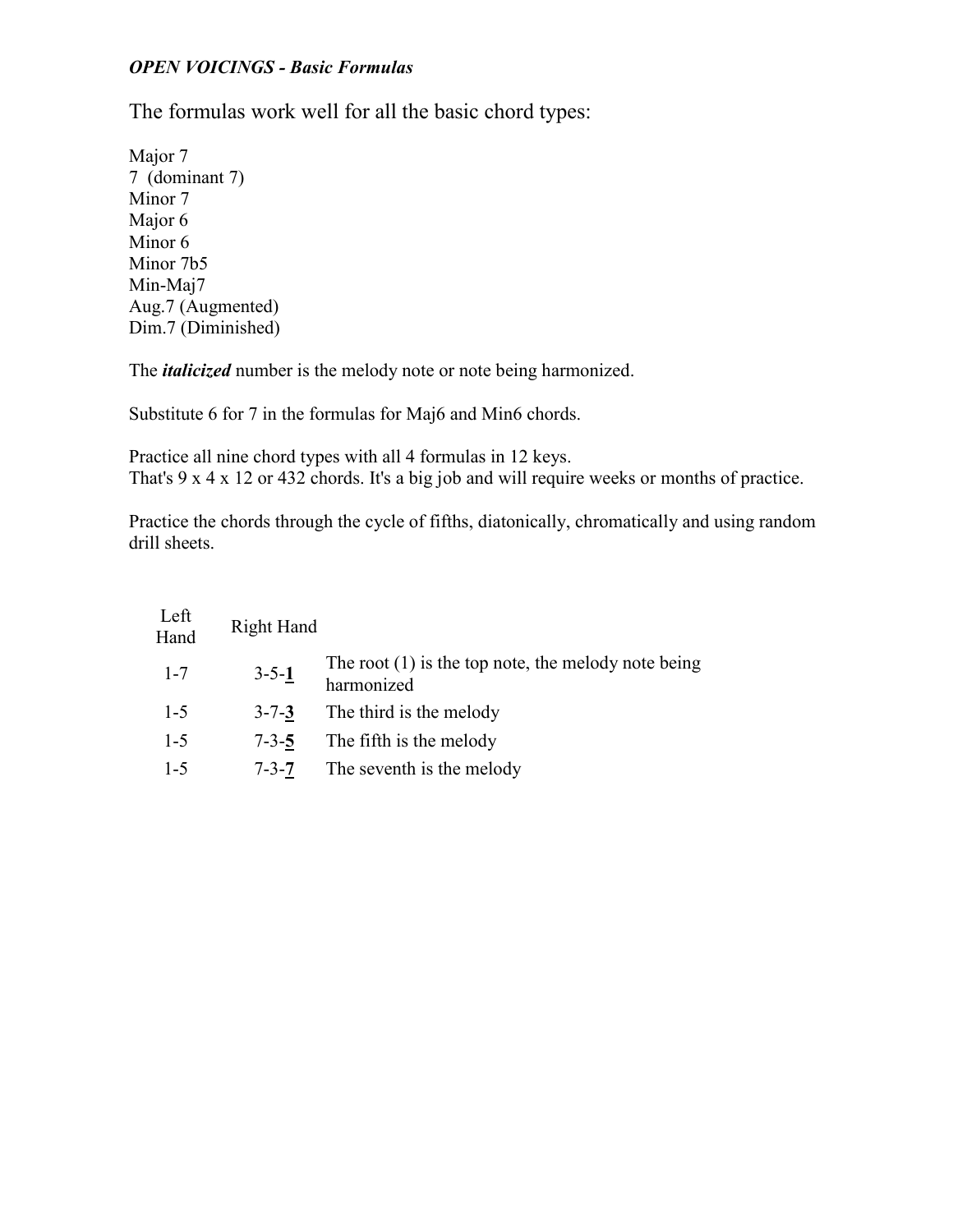***OPEN VOICINGS - Basic Formulas***

The formulas work well for all the basic chord types:

Major 7  
7 (dominant 7)  
Minor 7  
Major 6  
Minor 6  
Minor 7b5  
Min-Maj7  
Aug.7 (Augmented)  
Dim.7 (Diminished)

The ***italicized*** number is the melody note or note being harmonized.

Substitute 6 for 7 in the formulas for Maj6 and Min6 chords.

Practice all nine chord types with all 4 formulas in 12 keys.  
That's 9 x 4 x 12 or 432 chords. It's a big job and will require weeks or months of practice.

Practice the chords through the cycle of fifths, diatonically, chromatically and using random drill sheets.

| Left Hand | Right Hand | |
|---|---|---|
| 1-7 | 3-5-<u>**1**</u> | The root (1) is the top note, the melody note being harmonized |
| 1-5 | 3-7-<u>**3**</u> | The third is the melody |
| 1-5 | 7-3-<u>**5**</u> | The fifth is the melody |
| 1-5 | 7-3-<u>**7**</u> | The seventh is the melody |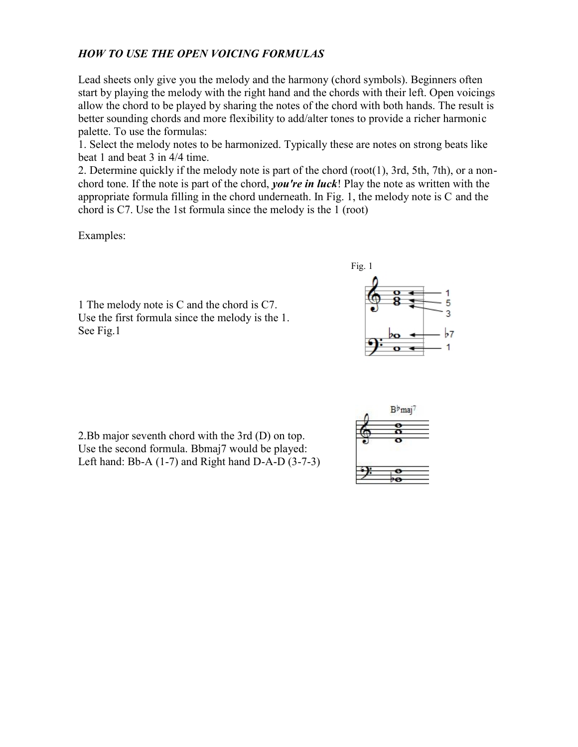*HOW TO USE THE OPEN VOICING FORMULAS*

Lead sheets only give you the melody and the harmony (chord symbols). Beginners often start by playing the melody with the right hand and the chords with their left. Open voicings allow the chord to be played by sharing the notes of the chord with both hands. The result is better sounding chords and more flexibility to add/alter tones to provide a richer harmonic palette. To use the formulas:

1. Select the melody notes to be harmonized. Typically these are notes on strong beats like beat 1 and beat 3 in 4/4 time.
2. Determine quickly if the melody note is part of the chord (root(1), 3rd, 5th, 7th), or a non-chord tone. If the note is part of the chord, ***you're in luck***! Play the note as written with the appropriate formula filling in the chord underneath. In Fig. 1, the melody note is C and the chord is C7. Use the 1st formula since the melody is the 1 (root)

Examples:

1 The melody note is C and the chord is C7.
Use the first formula since the melody is the 1.
See Fig.1

Fig. 1

2.Bb major seventh chord with the 3rd (D) on top.
Use the second formula. Bbmaj7 would be played:
Left hand: Bb-A (1-7) and Right hand D-A-D (3-7-3)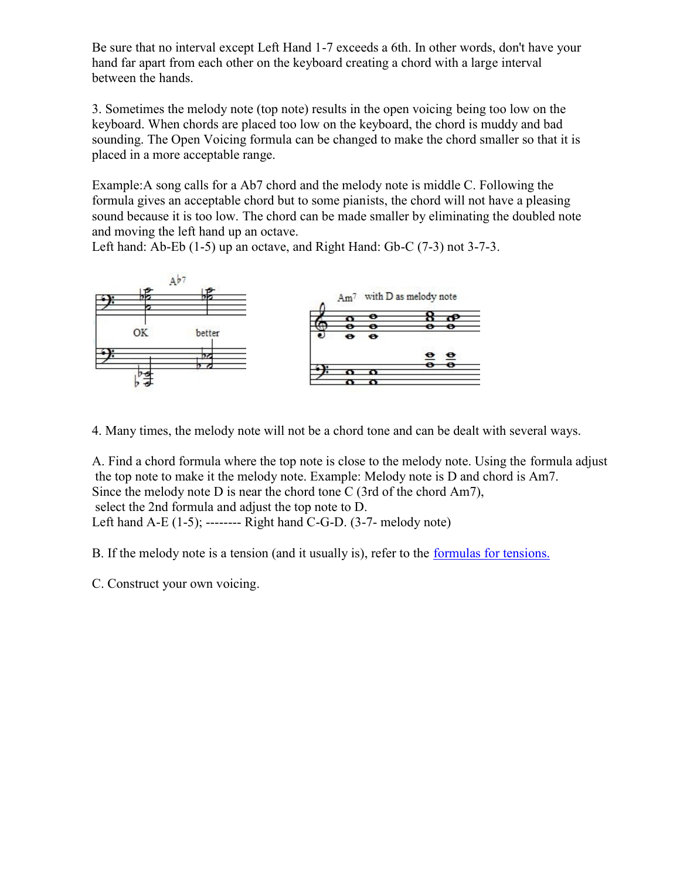Be sure that no interval except Left Hand 1-7 exceeds a 6th. In other words, don't have your hand far apart from each other on the keyboard creating a chord with a large interval between the hands.

3. Sometimes the melody note (top note) results in the open voicing being too low on the keyboard. When chords are placed too low on the keyboard, the chord is muddy and bad sounding. The Open Voicing formula can be changed to make the chord smaller so that it is placed in a more acceptable range.

Example:A song calls for a Ab7 chord and the melody note is middle C. Following the formula gives an acceptable chord but to some pianists, the chord will not have a pleasing sound because it is too low. The chord can be made smaller by eliminating the doubled note and moving the left hand up an octave.
Left hand: Ab-Eb (1-5) up an octave, and Right Hand: Gb-C (7-3) not 3-7-3.

Ab7

OK

better

Am7 with D as melody note

4. Many times, the melody note will not be a chord tone and can be dealt with several ways.

A. Find a chord formula where the top note is close to the melody note. Using the formula adjust the top note to make it the melody note. Example: Melody note is D and chord is Am7. Since the melody note D is near the chord tone C (3rd of the chord Am7), select the 2nd formula and adjust the top note to D.
Left hand A-E (1-5); -------- Right hand C-G-D. (3-7- melody note)

B. If the melody note is a tension (and it usually is), refer to the formulas for tensions.

C. Construct your own voicing.